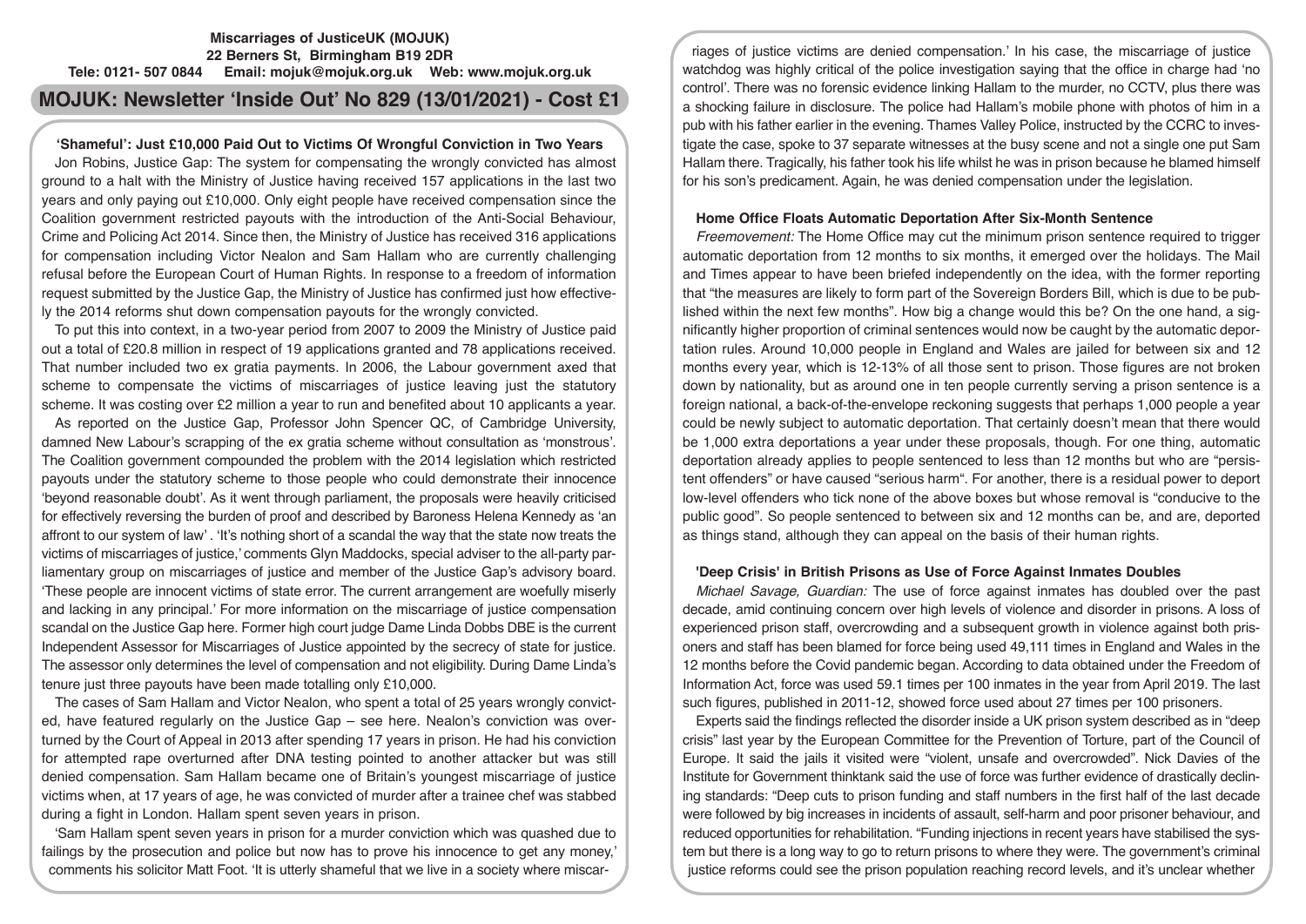**Miscarriages of JusticeUK (MOJUK)**
**22 Berners St, Birmingham B19 2DR**
**Tele: 0121- 507 0844 Email: mojuk@mojuk.org.uk Web: www.mojuk.org.uk**

# MOJUK: Newsletter 'Inside Out' No 829 (13/01/2021) - Cost £1

## 'Shameful': Just £10,000 Paid Out to Victims Of Wrongful Conviction in Two Years

Jon Robins, Justice Gap: The system for compensating the wrongly convicted has almost ground to a halt with the Ministry of Justice having received 157 applications in the last two years and only paying out £10,000. Only eight people have received compensation since the Coalition government restricted payouts with the introduction of the Anti-Social Behaviour, Crime and Policing Act 2014. Since then, the Ministry of Justice has received 316 applications for compensation including Victor Nealon and Sam Hallam who are currently challenging refusal before the European Court of Human Rights. In response to a freedom of information request submitted by the Justice Gap, the Ministry of Justice has confirmed just how effectively the 2014 reforms shut down compensation payouts for the wrongly convicted.

To put this into context, in a two-year period from 2007 to 2009 the Ministry of Justice paid out a total of £20.8 million in respect of 19 applications granted and 78 applications received. That number included two ex gratia payments. In 2006, the Labour government axed that scheme to compensate the victims of miscarriages of justice leaving just the statutory scheme. It was costing over £2 million a year to run and benefited about 10 applicants a year.

As reported on the Justice Gap, Professor John Spencer QC, of Cambridge University, damned New Labour's scrapping of the ex gratia scheme without consultation as 'monstrous'. The Coalition government compounded the problem with the 2014 legislation which restricted payouts under the statutory scheme to those people who could demonstrate their innocence 'beyond reasonable doubt'. As it went through parliament, the proposals were heavily criticised for effectively reversing the burden of proof and described by Baroness Helena Kennedy as 'an affront to our system of law'. 'It's nothing short of a scandal the way that the state now treats the victims of miscarriages of justice,' comments Glyn Maddocks, special adviser to the all-party parliamentary group on miscarriages of justice and member of the Justice Gap's advisory board. 'These people are innocent victims of state error. The current arrangement are woefully miserly and lacking in any principal.' For more information on the miscarriage of justice compensation scandal on the Justice Gap here. Former high court judge Dame Linda Dobbs DBE is the current Independent Assessor for Miscarriages of Justice appointed by the secrecy of state for justice. The assessor only determines the level of compensation and not eligibility. During Dame Linda's tenure just three payouts have been made totalling only £10,000.

The cases of Sam Hallam and Victor Nealon, who spent a total of 25 years wrongly convicted, have featured regularly on the Justice Gap – see here. Nealon's conviction was overturned by the Court of Appeal in 2013 after spending 17 years in prison. He had his conviction for attempted rape overturned after DNA testing pointed to another attacker but was still denied compensation. Sam Hallam became one of Britain's youngest miscarriage of justice victims when, at 17 years of age, he was convicted of murder after a trainee chef was stabbed during a fight in London. Hallam spent seven years in prison.

'Sam Hallam spent seven years in prison for a murder conviction which was quashed due to failings by the prosecution and police but now has to prove his innocence to get any money,' comments his solicitor Matt Foot. 'It is utterly shameful that we live in a society where miscarriages of justice victims are denied compensation.' In his case, the miscarriage of justice watchdog was highly critical of the police investigation saying that the office in charge had 'no control'. There was no forensic evidence linking Hallam to the murder, no CCTV, plus there was a shocking failure in disclosure. The police had Hallam's mobile phone with photos of him in a pub with his father earlier in the evening. Thames Valley Police, instructed by the CCRC to investigate the case, spoke to 37 separate witnesses at the busy scene and not a single one put Sam Hallam there. Tragically, his father took his life whilst he was in prison because he blamed himself for his son's predicament. Again, he was denied compensation under the legislation.

## Home Office Floats Automatic Deportation After Six-Month Sentence

*Freemovement:* The Home Office may cut the minimum prison sentence required to trigger automatic deportation from 12 months to six months, it emerged over the holidays. The Mail and Times appear to have been briefed independently on the idea, with the former reporting that "the measures are likely to form part of the Sovereign Borders Bill, which is due to be published within the next few months". How big a change would this be? On the one hand, a significantly higher proportion of criminal sentences would now be caught by the automatic deportation rules. Around 10,000 people in England and Wales are jailed for between six and 12 months every year, which is 12-13% of all those sent to prison. Those figures are not broken down by nationality, but as around one in ten people currently serving a prison sentence is a foreign national, a back-of-the-envelope reckoning suggests that perhaps 1,000 people a year could be newly subject to automatic deportation. That certainly doesn't mean that there would be 1,000 extra deportations a year under these proposals, though. For one thing, automatic deportation already applies to people sentenced to less than 12 months but who are "persistent offenders" or have caused "serious harm". For another, there is a residual power to deport low-level offenders who tick none of the above boxes but whose removal is "conducive to the public good". So people sentenced to between six and 12 months can be, and are, deported as things stand, although they can appeal on the basis of their human rights.

## 'Deep Crisis' in British Prisons as Use of Force Against Inmates Doubles

*Michael Savage, Guardian:* The use of force against inmates has doubled over the past decade, amid continuing concern over high levels of violence and disorder in prisons. A loss of experienced prison staff, overcrowding and a subsequent growth in violence against both prisoners and staff has been blamed for force being used 49,111 times in England and Wales in the 12 months before the Covid pandemic began. According to data obtained under the Freedom of Information Act, force was used 59.1 times per 100 inmates in the year from April 2019. The last such figures, published in 2011-12, showed force used about 27 times per 100 prisoners.

Experts said the findings reflected the disorder inside a UK prison system described as in "deep crisis" last year by the European Committee for the Prevention of Torture, part of the Council of Europe. It said the jails it visited were "violent, unsafe and overcrowded". Nick Davies of the Institute for Government thinktank said the use of force was further evidence of drastically declining standards: "Deep cuts to prison funding and staff numbers in the first half of the last decade were followed by big increases in incidents of assault, self-harm and poor prisoner behaviour, and reduced opportunities for rehabilitation. "Funding injections in recent years have stabilised the system but there is a long way to go to return prisons to where they were. The government's criminal justice reforms could see the prison population reaching record levels, and it's unclear whether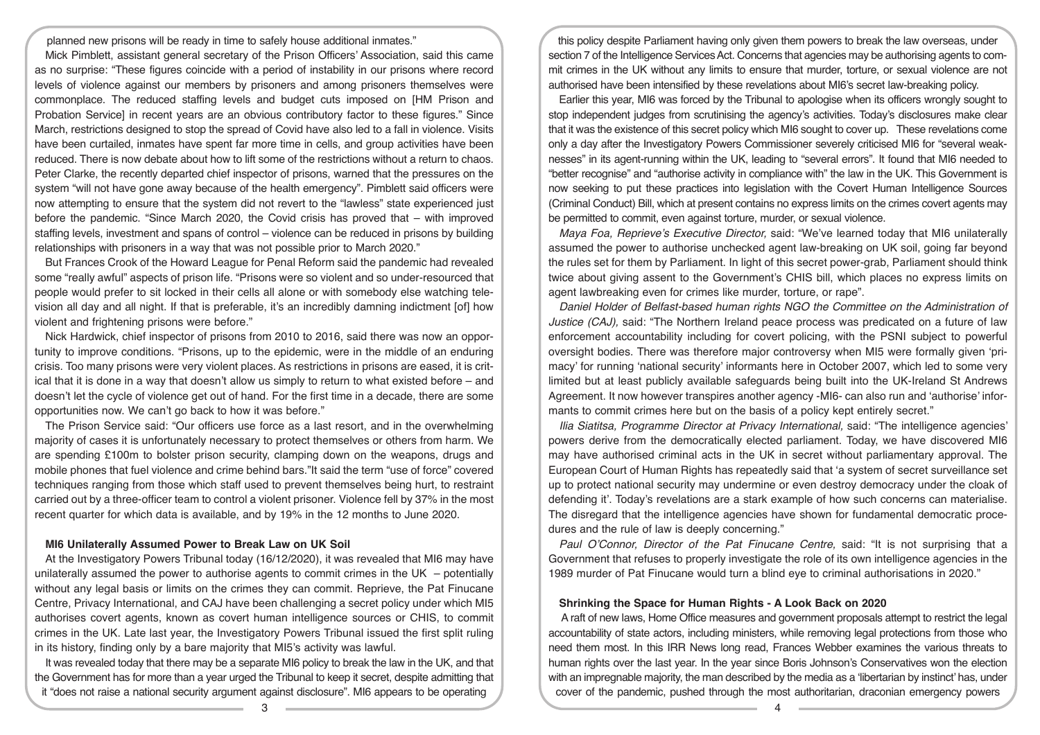planned new prisons will be ready in time to safely house additional inmates."

Mick Pimblett, assistant general secretary of the Prison Officers' Association, said this came as no surprise: "These figures coincide with a period of instability in our prisons where record levels of violence against our members by prisoners and among prisoners themselves were commonplace. The reduced staffing levels and budget cuts imposed on [HM Prison and Probation Service] in recent years are an obvious contributory factor to these figures." Since March, restrictions designed to stop the spread of Covid have also led to a fall in violence. Visits have been curtailed, inmates have spent far more time in cells, and group activities have been reduced. There is now debate about how to lift some of the restrictions without a return to chaos. Peter Clarke, the recently departed chief inspector of prisons, warned that the pressures on the system "will not have gone away because of the health emergency". Pimblett said officers were now attempting to ensure that the system did not revert to the "lawless" state experienced just before the pandemic. "Since March 2020, the Covid crisis has proved that – with improved staffing levels, investment and spans of control – violence can be reduced in prisons by building relationships with prisoners in a way that was not possible prior to March 2020."

But Frances Crook of the Howard League for Penal Reform said the pandemic had revealed some "really awful" aspects of prison life. "Prisons were so violent and so under-resourced that people would prefer to sit locked in their cells all alone or with somebody else watching television all day and all night. If that is preferable, it's an incredibly damning indictment [of] how violent and frightening prisons were before."

Nick Hardwick, chief inspector of prisons from 2010 to 2016, said there was now an opportunity to improve conditions. "Prisons, up to the epidemic, were in the middle of an enduring crisis. Too many prisons were very violent places. As restrictions in prisons are eased, it is critical that it is done in a way that doesn't allow us simply to return to what existed before – and doesn't let the cycle of violence get out of hand. For the first time in a decade, there are some opportunities now. We can't go back to how it was before."

The Prison Service said: "Our officers use force as a last resort, and in the overwhelming majority of cases it is unfortunately necessary to protect themselves or others from harm. We are spending £100m to bolster prison security, clamping down on the weapons, drugs and mobile phones that fuel violence and crime behind bars."It said the term "use of force" covered techniques ranging from those which staff used to prevent themselves being hurt, to restraint carried out by a three-officer team to control a violent prisoner. Violence fell by 37% in the most recent quarter for which data is available, and by 19% in the 12 months to June 2020.

## MI6 Unilaterally Assumed Power to Break Law on UK Soil

At the Investigatory Powers Tribunal today (16/12/2020), it was revealed that MI6 may have unilaterally assumed the power to authorise agents to commit crimes in the UK – potentially without any legal basis or limits on the crimes they can commit. Reprieve, the Pat Finucane Centre, Privacy International, and CAJ have been challenging a secret policy under which MI5 authorises covert agents, known as covert human intelligence sources or CHIS, to commit crimes in the UK. Late last year, the Investigatory Powers Tribunal issued the first split ruling in its history, finding only by a bare majority that MI5's activity was lawful.

It was revealed today that there may be a separate MI6 policy to break the law in the UK, and that the Government has for more than a year urged the Tribunal to keep it secret, despite admitting that it "does not raise a national security argument against disclosure". MI6 appears to be operating this policy despite Parliament having only given them powers to break the law overseas, under section 7 of the Intelligence Services Act. Concerns that agencies may be authorising agents to commit crimes in the UK without any limits to ensure that murder, torture, or sexual violence are not authorised have been intensified by these revelations about MI6's secret law-breaking policy.

Earlier this year, MI6 was forced by the Tribunal to apologise when its officers wrongly sought to stop independent judges from scrutinising the agency's activities. Today's disclosures make clear that it was the existence of this secret policy which MI6 sought to cover up. These revelations come only a day after the Investigatory Powers Commissioner severely criticised MI6 for "several weaknesses" in its agent-running within the UK, leading to "several errors". It found that MI6 needed to "better recognise" and "authorise activity in compliance with" the law in the UK. This Government is now seeking to put these practices into legislation with the Covert Human Intelligence Sources (Criminal Conduct) Bill, which at present contains no express limits on the crimes covert agents may be permitted to commit, even against torture, murder, or sexual violence.

*Maya Foa, Reprieve's Executive Director,* said: "We've learned today that MI6 unilaterally assumed the power to authorise unchecked agent law-breaking on UK soil, going far beyond the rules set for them by Parliament. In light of this secret power-grab, Parliament should think twice about giving assent to the Government's CHIS bill, which places no express limits on agent lawbreaking even for crimes like murder, torture, or rape".

*Daniel Holder of Belfast-based human rights NGO the Committee on the Administration of Justice (CAJ),* said: "The Northern Ireland peace process was predicated on a future of law enforcement accountability including for covert policing, with the PSNI subject to powerful oversight bodies. There was therefore major controversy when MI5 were formally given 'primacy' for running 'national security' informants here in October 2007, which led to some very limited but at least publicly available safeguards being built into the UK-Ireland St Andrews Agreement. It now however transpires another agency -MI6- can also run and 'authorise' informants to commit crimes here but on the basis of a policy kept entirely secret."

*Ilia Siatitsa, Programme Director at Privacy International,* said: "The intelligence agencies' powers derive from the democratically elected parliament. Today, we have discovered MI6 may have authorised criminal acts in the UK in secret without parliamentary approval. The European Court of Human Rights has repeatedly said that 'a system of secret surveillance set up to protect national security may undermine or even destroy democracy under the cloak of defending it'. Today's revelations are a stark example of how such concerns can materialise. The disregard that the intelligence agencies have shown for fundamental democratic procedures and the rule of law is deeply concerning."

*Paul O'Connor, Director of the Pat Finucane Centre,* said: "It is not surprising that a Government that refuses to properly investigate the role of its own intelligence agencies in the 1989 murder of Pat Finucane would turn a blind eye to criminal authorisations in 2020."

## Shrinking the Space for Human Rights - A Look Back on 2020

A raft of new laws, Home Office measures and government proposals attempt to restrict the legal accountability of state actors, including ministers, while removing legal protections from those who need them most. In this IRR News long read, Frances Webber examines the various threats to human rights over the last year. In the year since Boris Johnson's Conservatives won the election with an impregnable majority, the man described by the media as a 'libertarian by instinct' has, under cover of the pandemic, pushed through the most authoritarian, draconian emergency powers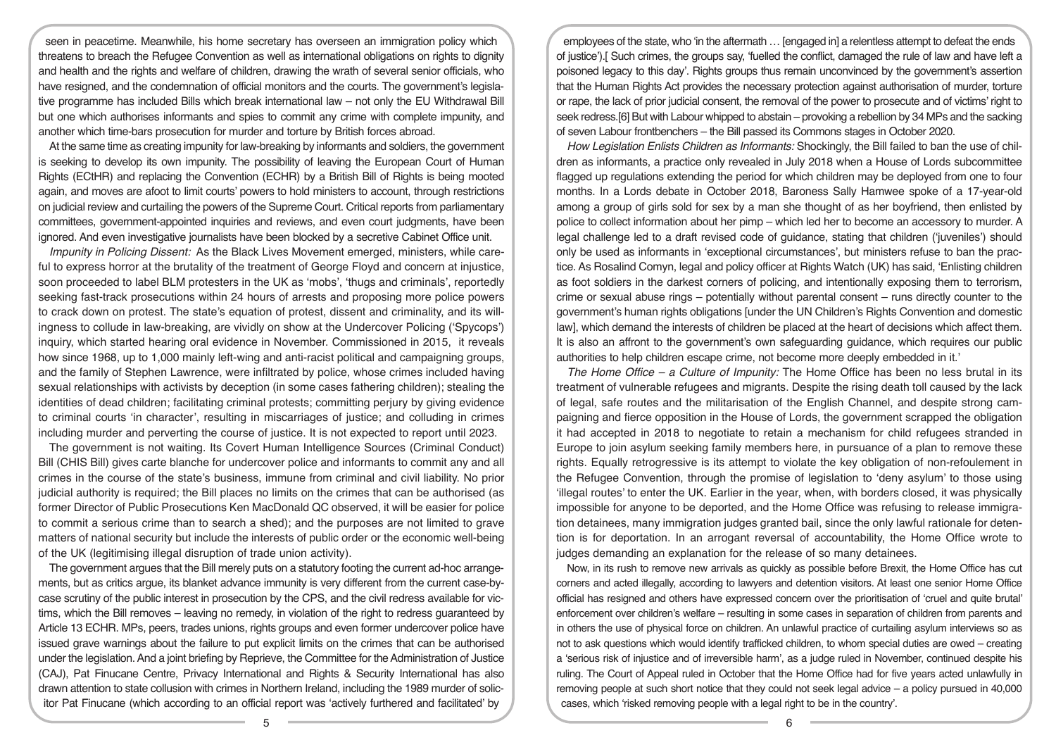seen in peacetime. Meanwhile, his home secretary has overseen an immigration policy which threatens to breach the Refugee Convention as well as international obligations on rights to dignity and health and the rights and welfare of children, drawing the wrath of several senior officials, who have resigned, and the condemnation of official monitors and the courts. The government's legislative programme has included Bills which break international law – not only the EU Withdrawal Bill but one which authorises informants and spies to commit any crime with complete impunity, and another which time-bars prosecution for murder and torture by British forces abroad.

At the same time as creating impunity for law-breaking by informants and soldiers, the government is seeking to develop its own impunity. The possibility of leaving the European Court of Human Rights (ECtHR) and replacing the Convention (ECHR) by a British Bill of Rights is being mooted again, and moves are afoot to limit courts' powers to hold ministers to account, through restrictions on judicial review and curtailing the powers of the Supreme Court. Critical reports from parliamentary committees, government-appointed inquiries and reviews, and even court judgments, have been ignored. And even investigative journalists have been blocked by a secretive Cabinet Office unit.

*Impunity in Policing Dissent:* As the Black Lives Movement emerged, ministers, while careful to express horror at the brutality of the treatment of George Floyd and concern at injustice, soon proceeded to label BLM protesters in the UK as 'mobs', 'thugs and criminals', reportedly seeking fast-track prosecutions within 24 hours of arrests and proposing more police powers to crack down on protest. The state's equation of protest, dissent and criminality, and its willingness to collude in law-breaking, are vividly on show at the Undercover Policing ('Spycops') inquiry, which started hearing oral evidence in November. Commissioned in 2015, it reveals how since 1968, up to 1,000 mainly left-wing and anti-racist political and campaigning groups, and the family of Stephen Lawrence, were infiltrated by police, whose crimes included having sexual relationships with activists by deception (in some cases fathering children); stealing the identities of dead children; facilitating criminal protests; committing perjury by giving evidence to criminal courts 'in character', resulting in miscarriages of justice; and colluding in crimes including murder and perverting the course of justice. It is not expected to report until 2023.

The government is not waiting. Its Covert Human Intelligence Sources (Criminal Conduct) Bill (CHIS Bill) gives carte blanche for undercover police and informants to commit any and all crimes in the course of the state's business, immune from criminal and civil liability. No prior judicial authority is required; the Bill places no limits on the crimes that can be authorised (as former Director of Public Prosecutions Ken MacDonald QC observed, it will be easier for police to commit a serious crime than to search a shed); and the purposes are not limited to grave matters of national security but include the interests of public order or the economic well-being of the UK (legitimising illegal disruption of trade union activity).

The government argues that the Bill merely puts on a statutory footing the current ad-hoc arrangements, but as critics argue, its blanket advance immunity is very different from the current case-by-case scrutiny of the public interest in prosecution by the CPS, and the civil redress available for victims, which the Bill removes – leaving no remedy, in violation of the right to redress guaranteed by Article 13 ECHR. MPs, peers, trades unions, rights groups and even former undercover police have issued grave warnings about the failure to put explicit limits on the crimes that can be authorised under the legislation. And a joint briefing by Reprieve, the Committee for the Administration of Justice (CAJ), Pat Finucane Centre, Privacy International and Rights & Security International has also drawn attention to state collusion with crimes in Northern Ireland, including the 1989 murder of solicitor Pat Finucane (which according to an official report was 'actively furthered and facilitated' by employees of the state, who 'in the aftermath … [engaged in] a relentless attempt to defeat the ends of justice').[ Such crimes, the groups say, 'fuelled the conflict, damaged the rule of law and have left a poisoned legacy to this day'. Rights groups thus remain unconvinced by the government's assertion that the Human Rights Act provides the necessary protection against authorisation of murder, torture or rape, the lack of prior judicial consent, the removal of the power to prosecute and of victims' right to seek redress.[6] But with Labour whipped to abstain – provoking a rebellion by 34 MPs and the sacking of seven Labour frontbenchers – the Bill passed its Commons stages in October 2020.

*How Legislation Enlists Children as Informants:* Shockingly, the Bill failed to ban the use of children as informants, a practice only revealed in July 2018 when a House of Lords subcommittee flagged up regulations extending the period for which children may be deployed from one to four months. In a Lords debate in October 2018, Baroness Sally Hamwee spoke of a 17-year-old among a group of girls sold for sex by a man she thought of as her boyfriend, then enlisted by police to collect information about her pimp – which led her to become an accessory to murder. A legal challenge led to a draft revised code of guidance, stating that children ('juveniles') should only be used as informants in 'exceptional circumstances', but ministers refuse to ban the practice. As Rosalind Comyn, legal and policy officer at Rights Watch (UK) has said, 'Enlisting children as foot soldiers in the darkest corners of policing, and intentionally exposing them to terrorism, crime or sexual abuse rings – potentially without parental consent – runs directly counter to the government's human rights obligations [under the UN Children's Rights Convention and domestic law], which demand the interests of children be placed at the heart of decisions which affect them. It is also an affront to the government's own safeguarding guidance, which requires our public authorities to help children escape crime, not become more deeply embedded in it.'

*The Home Office – a Culture of Impunity:* The Home Office has been no less brutal in its treatment of vulnerable refugees and migrants. Despite the rising death toll caused by the lack of legal, safe routes and the militarisation of the English Channel, and despite strong campaigning and fierce opposition in the House of Lords, the government scrapped the obligation it had accepted in 2018 to negotiate to retain a mechanism for child refugees stranded in Europe to join asylum seeking family members here, in pursuance of a plan to remove these rights. Equally retrogressive is its attempt to violate the key obligation of non-refoulement in the Refugee Convention, through the promise of legislation to 'deny asylum' to those using 'illegal routes' to enter the UK. Earlier in the year, when, with borders closed, it was physically impossible for anyone to be deported, and the Home Office was refusing to release immigration detainees, many immigration judges granted bail, since the only lawful rationale for detention is for deportation. In an arrogant reversal of accountability, the Home Office wrote to judges demanding an explanation for the release of so many detainees.

Now, in its rush to remove new arrivals as quickly as possible before Brexit, the Home Office has cut corners and acted illegally, according to lawyers and detention visitors. At least one senior Home Office official has resigned and others have expressed concern over the prioritisation of 'cruel and quite brutal' enforcement over children's welfare – resulting in some cases in separation of children from parents and in others the use of physical force on children. An unlawful practice of curtailing asylum interviews so as not to ask questions which would identify trafficked children, to whom special duties are owed – creating a 'serious risk of injustice and of irreversible harm', as a judge ruled in November, continued despite his ruling. The Court of Appeal ruled in October that the Home Office had for five years acted unlawfully in removing people at such short notice that they could not seek legal advice – a policy pursued in 40,000 cases, which 'risked removing people with a legal right to be in the country'.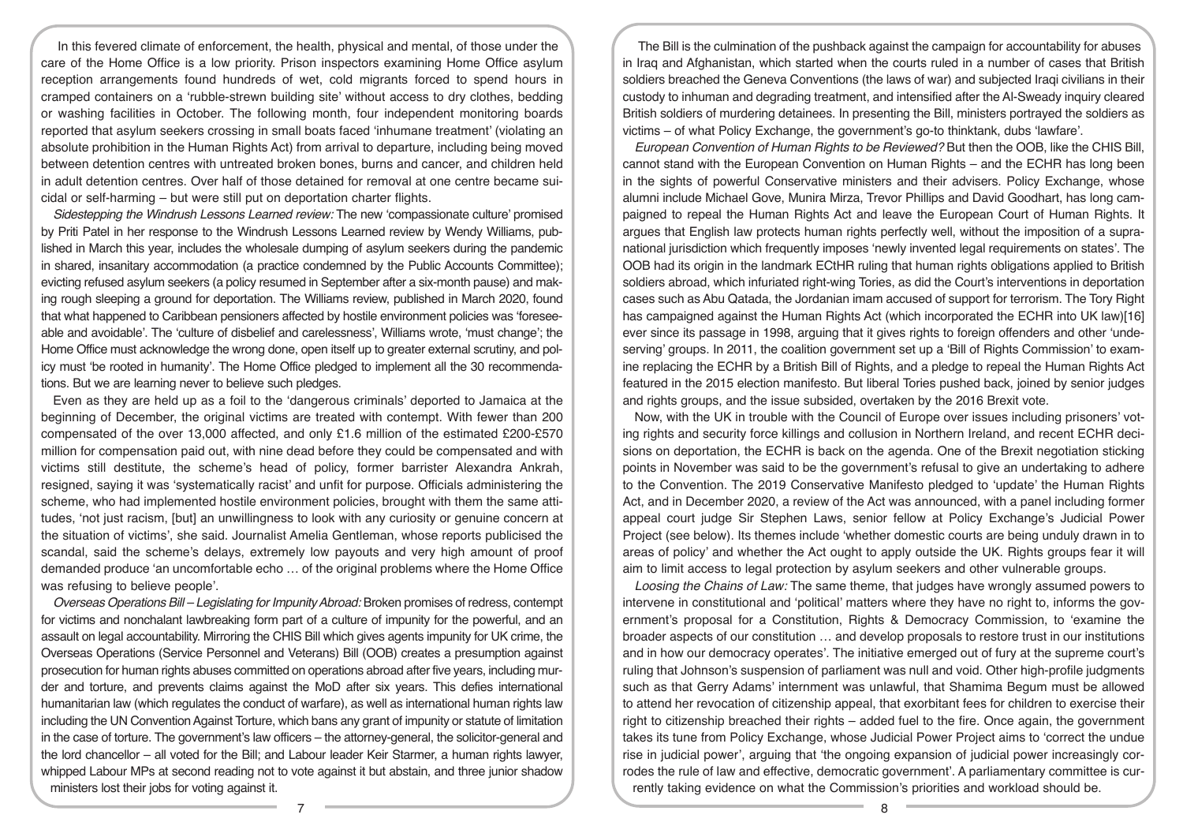In this fevered climate of enforcement, the health, physical and mental, of those under the care of the Home Office is a low priority. Prison inspectors examining Home Office asylum reception arrangements found hundreds of wet, cold migrants forced to spend hours in cramped containers on a 'rubble-strewn building site' without access to dry clothes, bedding or washing facilities in October. The following month, four independent monitoring boards reported that asylum seekers crossing in small boats faced 'inhumane treatment' (violating an absolute prohibition in the Human Rights Act) from arrival to departure, including being moved between detention centres with untreated broken bones, burns and cancer, and children held in adult detention centres. Over half of those detained for removal at one centre became suicidal or self-harming – but were still put on deportation charter flights.

*Sidestepping the Windrush Lessons Learned review:* The new 'compassionate culture' promised by Priti Patel in her response to the Windrush Lessons Learned review by Wendy Williams, published in March this year, includes the wholesale dumping of asylum seekers during the pandemic in shared, insanitary accommodation (a practice condemned by the Public Accounts Committee); evicting refused asylum seekers (a policy resumed in September after a six-month pause) and making rough sleeping a ground for deportation. The Williams review, published in March 2020, found that what happened to Caribbean pensioners affected by hostile environment policies was 'foreseeable and avoidable'. The 'culture of disbelief and carelessness', Williams wrote, 'must change'; the Home Office must acknowledge the wrong done, open itself up to greater external scrutiny, and policy must 'be rooted in humanity'. The Home Office pledged to implement all the 30 recommendations. But we are learning never to believe such pledges.

Even as they are held up as a foil to the 'dangerous criminals' deported to Jamaica at the beginning of December, the original victims are treated with contempt. With fewer than 200 compensated of the over 13,000 affected, and only £1.6 million of the estimated £200-£570 million for compensation paid out, with nine dead before they could be compensated and with victims still destitute, the scheme's head of policy, former barrister Alexandra Ankrah, resigned, saying it was 'systematically racist' and unfit for purpose. Officials administering the scheme, who had implemented hostile environment policies, brought with them the same attitudes, 'not just racism, [but] an unwillingness to look with any curiosity or genuine concern at the situation of victims', she said. Journalist Amelia Gentleman, whose reports publicised the scandal, said the scheme's delays, extremely low payouts and very high amount of proof demanded produce 'an uncomfortable echo … of the original problems where the Home Office was refusing to believe people'.

*Overseas Operations Bill – Legislating for Impunity Abroad:* Broken promises of redress, contempt for victims and nonchalant lawbreaking form part of a culture of impunity for the powerful, and an assault on legal accountability. Mirroring the CHIS Bill which gives agents impunity for UK crime, the Overseas Operations (Service Personnel and Veterans) Bill (OOB) creates a presumption against prosecution for human rights abuses committed on operations abroad after five years, including murder and torture, and prevents claims against the MoD after six years. This defies international humanitarian law (which regulates the conduct of warfare), as well as international human rights law including the UN Convention Against Torture, which bans any grant of impunity or statute of limitation in the case of torture. The government's law officers – the attorney-general, the solicitor-general and the lord chancellor – all voted for the Bill; and Labour leader Keir Starmer, a human rights lawyer, whipped Labour MPs at second reading not to vote against it but abstain, and three junior shadow ministers lost their jobs for voting against it.

The Bill is the culmination of the pushback against the campaign for accountability for abuses in Iraq and Afghanistan, which started when the courts ruled in a number of cases that British soldiers breached the Geneva Conventions (the laws of war) and subjected Iraqi civilians in their custody to inhuman and degrading treatment, and intensified after the Al-Sweady inquiry cleared British soldiers of murdering detainees. In presenting the Bill, ministers portrayed the soldiers as victims – of what Policy Exchange, the government's go-to thinktank, dubs 'lawfare'.

*European Convention of Human Rights to be Reviewed?* But then the OOB, like the CHIS Bill, cannot stand with the European Convention on Human Rights – and the ECHR has long been in the sights of powerful Conservative ministers and their advisers. Policy Exchange, whose alumni include Michael Gove, Munira Mirza, Trevor Phillips and David Goodhart, has long campaigned to repeal the Human Rights Act and leave the European Court of Human Rights. It argues that English law protects human rights perfectly well, without the imposition of a supranational jurisdiction which frequently imposes 'newly invented legal requirements on states'. The OOB had its origin in the landmark ECtHR ruling that human rights obligations applied to British soldiers abroad, which infuriated right-wing Tories, as did the Court's interventions in deportation cases such as Abu Qatada, the Jordanian imam accused of support for terrorism. The Tory Right has campaigned against the Human Rights Act (which incorporated the ECHR into UK law)[16] ever since its passage in 1998, arguing that it gives rights to foreign offenders and other 'undeserving' groups. In 2011, the coalition government set up a 'Bill of Rights Commission' to examine replacing the ECHR by a British Bill of Rights, and a pledge to repeal the Human Rights Act featured in the 2015 election manifesto. But liberal Tories pushed back, joined by senior judges and rights groups, and the issue subsided, overtaken by the 2016 Brexit vote.

Now, with the UK in trouble with the Council of Europe over issues including prisoners' voting rights and security force killings and collusion in Northern Ireland, and recent ECHR decisions on deportation, the ECHR is back on the agenda. One of the Brexit negotiation sticking points in November was said to be the government's refusal to give an undertaking to adhere to the Convention. The 2019 Conservative Manifesto pledged to 'update' the Human Rights Act, and in December 2020, a review of the Act was announced, with a panel including former appeal court judge Sir Stephen Laws, senior fellow at Policy Exchange's Judicial Power Project (see below). Its themes include 'whether domestic courts are being unduly drawn in to areas of policy' and whether the Act ought to apply outside the UK. Rights groups fear it will aim to limit access to legal protection by asylum seekers and other vulnerable groups.

*Loosing the Chains of Law:* The same theme, that judges have wrongly assumed powers to intervene in constitutional and 'political' matters where they have no right to, informs the government's proposal for a Constitution, Rights & Democracy Commission, to 'examine the broader aspects of our constitution … and develop proposals to restore trust in our institutions and in how our democracy operates'. The initiative emerged out of fury at the supreme court's ruling that Johnson's suspension of parliament was null and void. Other high-profile judgments such as that Gerry Adams' internment was unlawful, that Shamima Begum must be allowed to attend her revocation of citizenship appeal, that exorbitant fees for children to exercise their right to citizenship breached their rights – added fuel to the fire. Once again, the government takes its tune from Policy Exchange, whose Judicial Power Project aims to 'correct the undue rise in judicial power', arguing that 'the ongoing expansion of judicial power increasingly corrodes the rule of law and effective, democratic government'. A parliamentary committee is currently taking evidence on what the Commission's priorities and workload should be.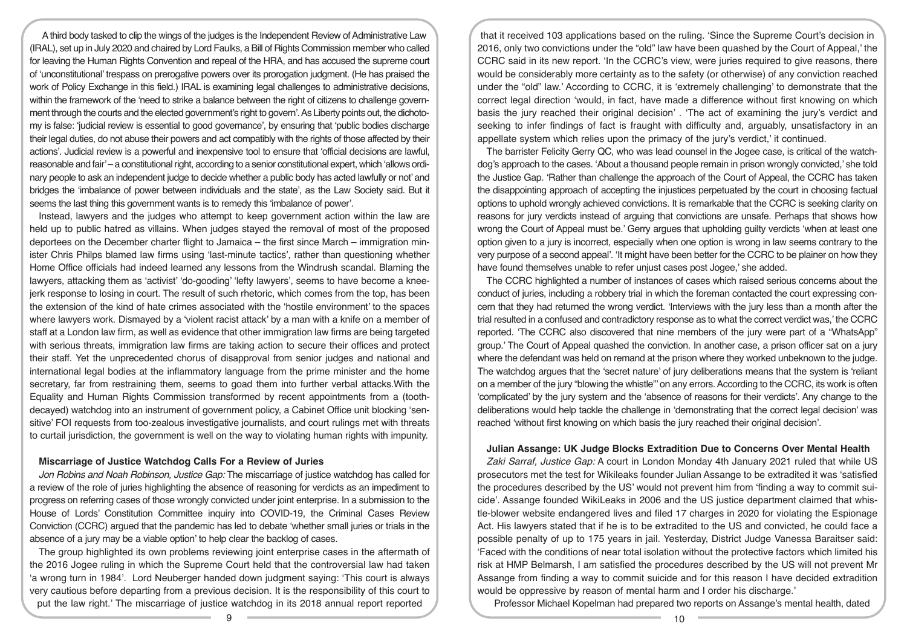A third body tasked to clip the wings of the judges is the Independent Review of Administrative Law (IRAL), set up in July 2020 and chaired by Lord Faulks, a Bill of Rights Commission member who called for leaving the Human Rights Convention and repeal of the HRA, and has accused the supreme court of 'unconstitutional' trespass on prerogative powers over its prorogation judgment. (He has praised the work of Policy Exchange in this field.) IRAL is examining legal challenges to administrative decisions, within the framework of the 'need to strike a balance between the right of citizens to challenge government through the courts and the elected government's right to govern'. As Liberty points out, the dichotomy is false: 'judicial review is essential to good governance', by ensuring that 'public bodies discharge their legal duties, do not abuse their powers and act compatibly with the rights of those affected by their actions'. Judicial review is a powerful and inexpensive tool to ensure that 'official decisions are lawful, reasonable and fair' – a constitutional right, according to a senior constitutional expert, which 'allows ordinary people to ask an independent judge to decide whether a public body has acted lawfully or not' and bridges the 'imbalance of power between individuals and the state', as the Law Society said. But it seems the last thing this government wants is to remedy this 'imbalance of power'.

Instead, lawyers and the judges who attempt to keep government action within the law are held up to public hatred as villains. When judges stayed the removal of most of the proposed deportees on the December charter flight to Jamaica – the first since March – immigration minister Chris Philps blamed law firms using 'last-minute tactics', rather than questioning whether Home Office officials had indeed learned any lessons from the Windrush scandal. Blaming the lawyers, attacking them as 'activist' 'do-gooding' 'lefty lawyers', seems to have become a knee-jerk response to losing in court. The result of such rhetoric, which comes from the top, has been the extension of the kind of hate crimes associated with the 'hostile environment' to the spaces where lawyers work. Dismayed by a 'violent racist attack' by a man with a knife on a member of staff at a London law firm, as well as evidence that other immigration law firms are being targeted with serious threats, immigration law firms are taking action to secure their offices and protect their staff. Yet the unprecedented chorus of disapproval from senior judges and national and international legal bodies at the inflammatory language from the prime minister and the home secretary, far from restraining them, seems to goad them into further verbal attacks.With the Equality and Human Rights Commission transformed by recent appointments from a (tooth-decayed) watchdog into an instrument of government policy, a Cabinet Office unit blocking 'sensitive' FOI requests from too-zealous investigative journalists, and court rulings met with threats to curtail jurisdiction, the government is well on the way to violating human rights with impunity.

### Miscarriage of Justice Watchdog Calls For a Review of Juries

*Jon Robins and Noah Robinson, Justice Gap:* The miscarriage of justice watchdog has called for a review of the role of juries highlighting the absence of reasoning for verdicts as an impediment to progress on referring cases of those wrongly convicted under joint enterprise. In a submission to the House of Lords' Constitution Committee inquiry into COVID-19, the Criminal Cases Review Conviction (CCRC) argued that the pandemic has led to debate 'whether small juries or trials in the absence of a jury may be a viable option' to help clear the backlog of cases.

The group highlighted its own problems reviewing joint enterprise cases in the aftermath of the 2016 Jogee ruling in which the Supreme Court held that the controversial law had taken 'a wrong turn in 1984'. Lord Neuberger handed down judgment saying: 'This court is always very cautious before departing from a previous decision. It is the responsibility of this court to put the law right.' The miscarriage of justice watchdog in its 2018 annual report reported that it received 103 applications based on the ruling. 'Since the Supreme Court's decision in 2016, only two convictions under the "old" law have been quashed by the Court of Appeal,' the CCRC said in its new report. 'In the CCRC's view, were juries required to give reasons, there would be considerably more certainty as to the safety (or otherwise) of any conviction reached under the "old" law.' According to CCRC, it is 'extremely challenging' to demonstrate that the correct legal direction 'would, in fact, have made a difference without first knowing on which basis the jury reached their original decision' . 'The act of examining the jury's verdict and seeking to infer findings of fact is fraught with difficulty and, arguably, unsatisfactory in an appellate system which relies upon the primacy of the jury's verdict,' it continued.

The barrister Felicity Gerry QC, who was lead counsel in the Jogee case, is critical of the watchdog's approach to the cases. 'About a thousand people remain in prison wrongly convicted,' she told the Justice Gap. 'Rather than challenge the approach of the Court of Appeal, the CCRC has taken the disappointing approach of accepting the injustices perpetuated by the court in choosing factual options to uphold wrongly achieved convictions. It is remarkable that the CCRC is seeking clarity on reasons for jury verdicts instead of arguing that convictions are unsafe. Perhaps that shows how wrong the Court of Appeal must be.' Gerry argues that upholding guilty verdicts 'when at least one option given to a jury is incorrect, especially when one option is wrong in law seems contrary to the very purpose of a second appeal'. 'It might have been better for the CCRC to be plainer on how they have found themselves unable to refer unjust cases post Jogee,' she added.

The CCRC highlighted a number of instances of cases which raised serious concerns about the conduct of juries, including a robbery trial in which the foreman contacted the court expressing concern that they had returned the wrong verdict. 'Interviews with the jury less than a month after the trial resulted in a confused and contradictory response as to what the correct verdict was,' the CCRC reported. 'The CCRC also discovered that nine members of the jury were part of a "WhatsApp" group.' The Court of Appeal quashed the conviction. In another case, a prison officer sat on a jury where the defendant was held on remand at the prison where they worked unbeknown to the judge. The watchdog argues that the 'secret nature' of jury deliberations means that the system is 'reliant on a member of the jury "blowing the whistle"' on any errors. According to the CCRC, its work is often 'complicated' by the jury system and the 'absence of reasons for their verdicts'. Any change to the deliberations would help tackle the challenge in 'demonstrating that the correct legal decision' was reached 'without first knowing on which basis the jury reached their original decision'.

### Julian Assange: UK Judge Blocks Extradition Due to Concerns Over Mental Health

*Zaki Sarraf, Justice Gap:* A court in London Monday 4th January 2021 ruled that while US prosecutors met the test for Wikileaks founder Julian Assange to be extradited it was 'satisfied the procedures described by the US' would not prevent him from 'finding a way to commit suicide'. Assange founded WikiLeaks in 2006 and the US justice department claimed that whistle-blower website endangered lives and filed 17 charges in 2020 for violating the Espionage Act. His lawyers stated that if he is to be extradited to the US and convicted, he could face a possible penalty of up to 175 years in jail. Yesterday, District Judge Vanessa Baraitser said: 'Faced with the conditions of near total isolation without the protective factors which limited his risk at HMP Belmarsh, I am satisfied the procedures described by the US will not prevent Mr Assange from finding a way to commit suicide and for this reason I have decided extradition would be oppressive by reason of mental harm and I order his discharge.'

Professor Michael Kopelman had prepared two reports on Assange's mental health, dated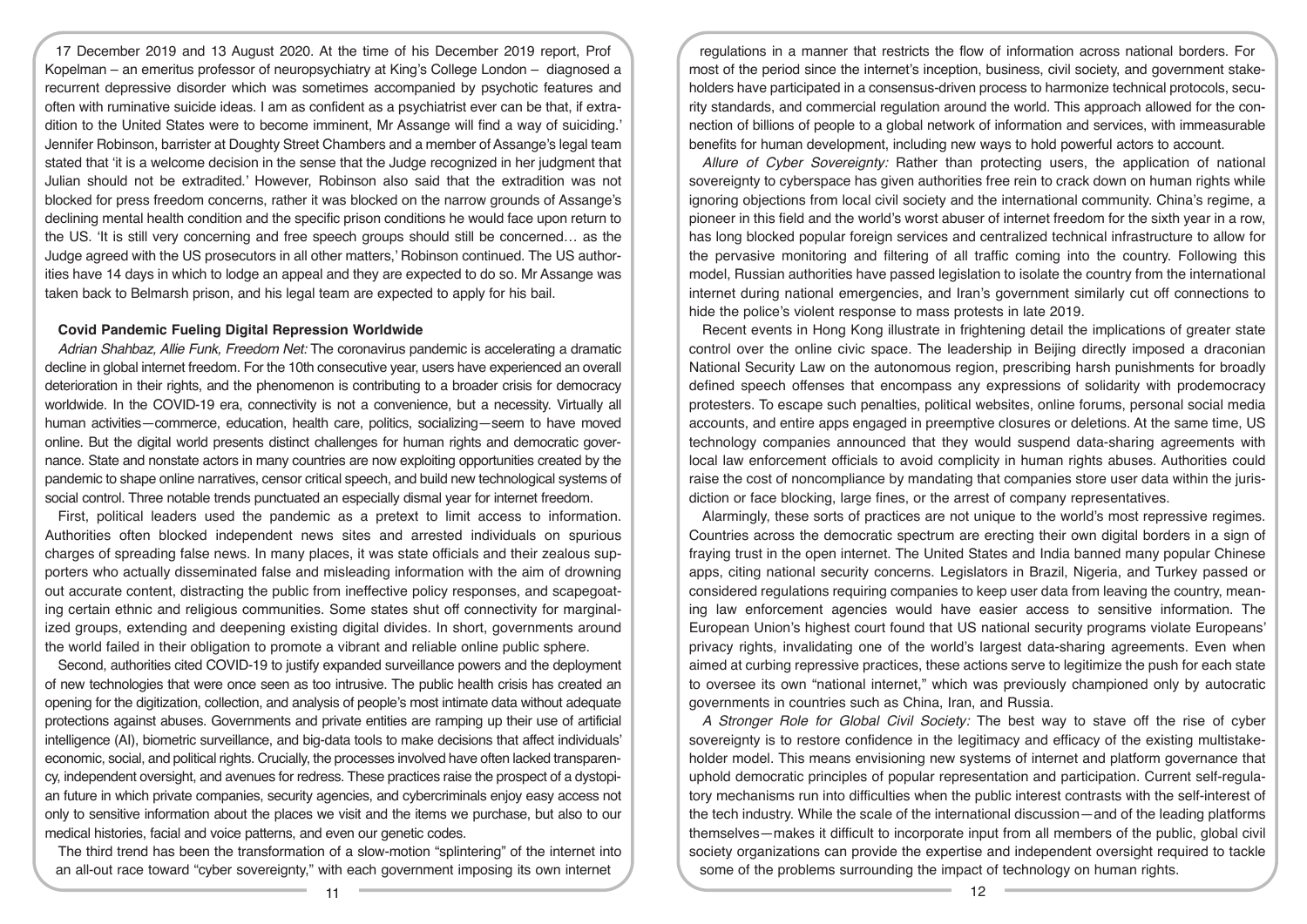17 December 2019 and 13 August 2020. At the time of his December 2019 report, Prof Kopelman – an emeritus professor of neuropsychiatry at King's College London – diagnosed a recurrent depressive disorder which was sometimes accompanied by psychotic features and often with ruminative suicide ideas. I am as confident as a psychiatrist ever can be that, if extradition to the United States were to become imminent, Mr Assange will find a way of suiciding.' Jennifer Robinson, barrister at Doughty Street Chambers and a member of Assange's legal team stated that 'it is a welcome decision in the sense that the Judge recognized in her judgment that Julian should not be extradited.' However, Robinson also said that the extradition was not blocked for press freedom concerns, rather it was blocked on the narrow grounds of Assange's declining mental health condition and the specific prison conditions he would face upon return to the US. 'It is still very concerning and free speech groups should still be concerned… as the Judge agreed with the US prosecutors in all other matters,' Robinson continued. The US authorities have 14 days in which to lodge an appeal and they are expected to do so. Mr Assange was taken back to Belmarsh prison, and his legal team are expected to apply for his bail.

**Covid Pandemic Fueling Digital Repression Worldwide**

*Adrian Shahbaz, Allie Funk, Freedom Net:* The coronavirus pandemic is accelerating a dramatic decline in global internet freedom. For the 10th consecutive year, users have experienced an overall deterioration in their rights, and the phenomenon is contributing to a broader crisis for democracy worldwide. In the COVID-19 era, connectivity is not a convenience, but a necessity. Virtually all human activities—commerce, education, health care, politics, socializing—seem to have moved online. But the digital world presents distinct challenges for human rights and democratic governance. State and nonstate actors in many countries are now exploiting opportunities created by the pandemic to shape online narratives, censor critical speech, and build new technological systems of social control. Three notable trends punctuated an especially dismal year for internet freedom.

First, political leaders used the pandemic as a pretext to limit access to information. Authorities often blocked independent news sites and arrested individuals on spurious charges of spreading false news. In many places, it was state officials and their zealous supporters who actually disseminated false and misleading information with the aim of drowning out accurate content, distracting the public from ineffective policy responses, and scapegoating certain ethnic and religious communities. Some states shut off connectivity for marginalized groups, extending and deepening existing digital divides. In short, governments around the world failed in their obligation to promote a vibrant and reliable online public sphere.

Second, authorities cited COVID-19 to justify expanded surveillance powers and the deployment of new technologies that were once seen as too intrusive. The public health crisis has created an opening for the digitization, collection, and analysis of people's most intimate data without adequate protections against abuses. Governments and private entities are ramping up their use of artificial intelligence (AI), biometric surveillance, and big-data tools to make decisions that affect individuals' economic, social, and political rights. Crucially, the processes involved have often lacked transparency, independent oversight, and avenues for redress. These practices raise the prospect of a dystopian future in which private companies, security agencies, and cybercriminals enjoy easy access not only to sensitive information about the places we visit and the items we purchase, but also to our medical histories, facial and voice patterns, and even our genetic codes.

The third trend has been the transformation of a slow-motion "splintering" of the internet into an all-out race toward "cyber sovereignty," with each government imposing its own internet regulations in a manner that restricts the flow of information across national borders. For most of the period since the internet's inception, business, civil society, and government stakeholders have participated in a consensus-driven process to harmonize technical protocols, security standards, and commercial regulation around the world. This approach allowed for the connection of billions of people to a global network of information and services, with immeasurable benefits for human development, including new ways to hold powerful actors to account.

*Allure of Cyber Sovereignty:* Rather than protecting users, the application of national sovereignty to cyberspace has given authorities free rein to crack down on human rights while ignoring objections from local civil society and the international community. China's regime, a pioneer in this field and the world's worst abuser of internet freedom for the sixth year in a row, has long blocked popular foreign services and centralized technical infrastructure to allow for the pervasive monitoring and filtering of all traffic coming into the country. Following this model, Russian authorities have passed legislation to isolate the country from the international internet during national emergencies, and Iran's government similarly cut off connections to hide the police's violent response to mass protests in late 2019.

Recent events in Hong Kong illustrate in frightening detail the implications of greater state control over the online civic space. The leadership in Beijing directly imposed a draconian National Security Law on the autonomous region, prescribing harsh punishments for broadly defined speech offenses that encompass any expressions of solidarity with prodemocracy protesters. To escape such penalties, political websites, online forums, personal social media accounts, and entire apps engaged in preemptive closures or deletions. At the same time, US technology companies announced that they would suspend data-sharing agreements with local law enforcement officials to avoid complicity in human rights abuses. Authorities could raise the cost of noncompliance by mandating that companies store user data within the jurisdiction or face blocking, large fines, or the arrest of company representatives.

Alarmingly, these sorts of practices are not unique to the world's most repressive regimes. Countries across the democratic spectrum are erecting their own digital borders in a sign of fraying trust in the open internet. The United States and India banned many popular Chinese apps, citing national security concerns. Legislators in Brazil, Nigeria, and Turkey passed or considered regulations requiring companies to keep user data from leaving the country, meaning law enforcement agencies would have easier access to sensitive information. The European Union's highest court found that US national security programs violate Europeans' privacy rights, invalidating one of the world's largest data-sharing agreements. Even when aimed at curbing repressive practices, these actions serve to legitimize the push for each state to oversee its own "national internet," which was previously championed only by autocratic governments in countries such as China, Iran, and Russia.

*A Stronger Role for Global Civil Society:* The best way to stave off the rise of cyber sovereignty is to restore confidence in the legitimacy and efficacy of the existing multistakeholder model. This means envisioning new systems of internet and platform governance that uphold democratic principles of popular representation and participation. Current self-regulatory mechanisms run into difficulties when the public interest contrasts with the self-interest of the tech industry. While the scale of the international discussion—and of the leading platforms themselves—makes it difficult to incorporate input from all members of the public, global civil society organizations can provide the expertise and independent oversight required to tackle some of the problems surrounding the impact of technology on human rights.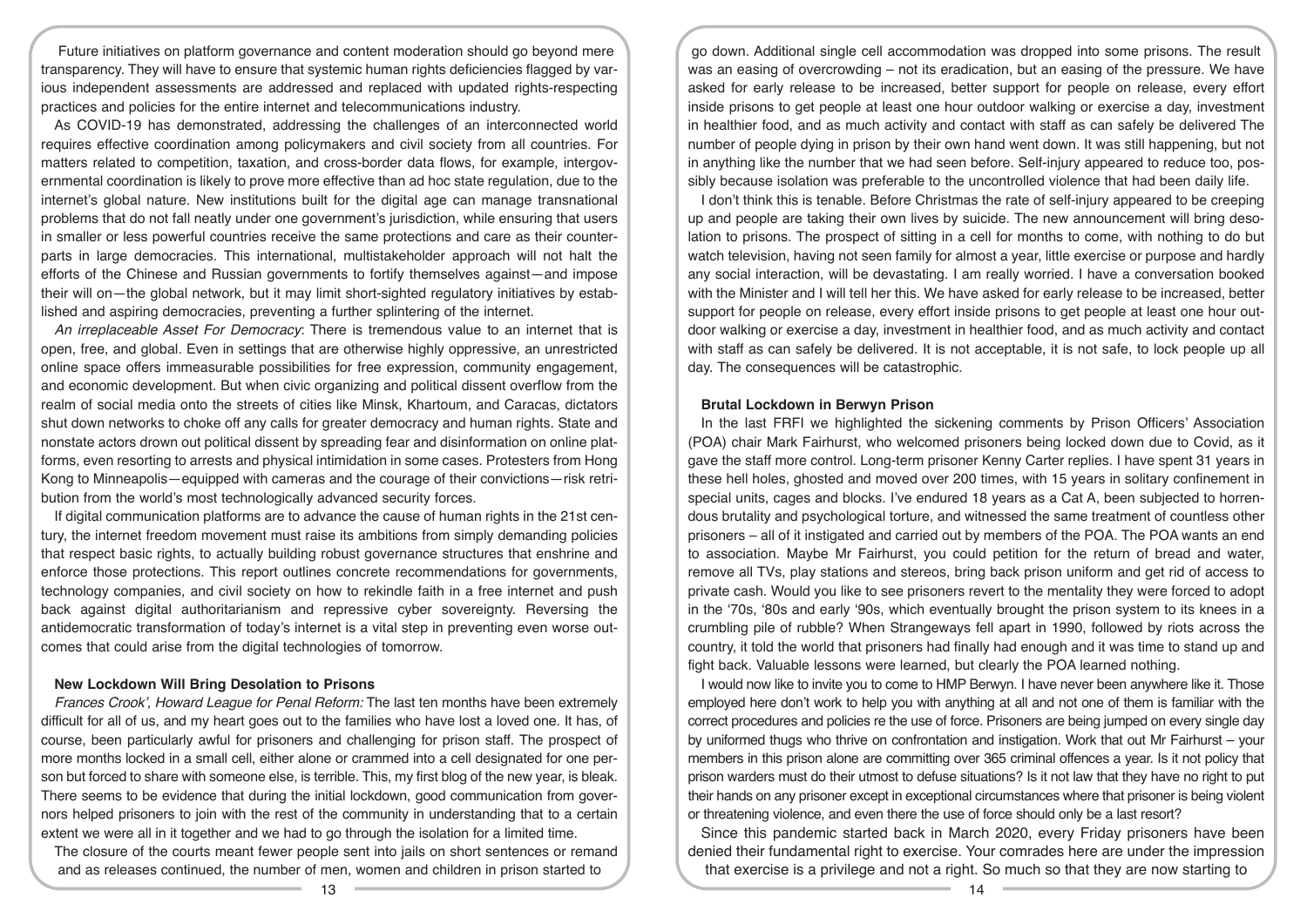Future initiatives on platform governance and content moderation should go beyond mere transparency. They will have to ensure that systemic human rights deficiencies flagged by various independent assessments are addressed and replaced with updated rights-respecting practices and policies for the entire internet and telecommunications industry.

As COVID-19 has demonstrated, addressing the challenges of an interconnected world requires effective coordination among policymakers and civil society from all countries. For matters related to competition, taxation, and cross-border data flows, for example, intergovernmental coordination is likely to prove more effective than ad hoc state regulation, due to the internet's global nature. New institutions built for the digital age can manage transnational problems that do not fall neatly under one government's jurisdiction, while ensuring that users in smaller or less powerful countries receive the same protections and care as their counterparts in large democracies. This international, multistakeholder approach will not halt the efforts of the Chinese and Russian governments to fortify themselves against—and impose their will on—the global network, but it may limit short-sighted regulatory initiatives by established and aspiring democracies, preventing a further splintering of the internet.

*An irreplaceable Asset For Democracy*: There is tremendous value to an internet that is open, free, and global. Even in settings that are otherwise highly oppressive, an unrestricted online space offers immeasurable possibilities for free expression, community engagement, and economic development. But when civic organizing and political dissent overflow from the realm of social media onto the streets of cities like Minsk, Khartoum, and Caracas, dictators shut down networks to choke off any calls for greater democracy and human rights. State and nonstate actors drown out political dissent by spreading fear and disinformation on online platforms, even resorting to arrests and physical intimidation in some cases. Protesters from Hong Kong to Minneapolis—equipped with cameras and the courage of their convictions—risk retribution from the world's most technologically advanced security forces.

If digital communication platforms are to advance the cause of human rights in the 21st century, the internet freedom movement must raise its ambitions from simply demanding policies that respect basic rights, to actually building robust governance structures that enshrine and enforce those protections. This report outlines concrete recommendations for governments, technology companies, and civil society on how to rekindle faith in a free internet and push back against digital authoritarianism and repressive cyber sovereignty. Reversing the antidemocratic transformation of today's internet is a vital step in preventing even worse outcomes that could arise from the digital technologies of tomorrow.

### New Lockdown Will Bring Desolation to Prisons

*Frances Crook', Howard League for Penal Reform:* The last ten months have been extremely difficult for all of us, and my heart goes out to the families who have lost a loved one. It has, of course, been particularly awful for prisoners and challenging for prison staff. The prospect of more months locked in a small cell, either alone or crammed into a cell designated for one person but forced to share with someone else, is terrible. This, my first blog of the new year, is bleak. There seems to be evidence that during the initial lockdown, good communication from governors helped prisoners to join with the rest of the community in understanding that to a certain extent we were all in it together and we had to go through the isolation for a limited time.

The closure of the courts meant fewer people sent into jails on short sentences or remand and as releases continued, the number of men, women and children in prison started to go down. Additional single cell accommodation was dropped into some prisons. The result was an easing of overcrowding – not its eradication, but an easing of the pressure. We have asked for early release to be increased, better support for people on release, every effort inside prisons to get people at least one hour outdoor walking or exercise a day, investment in healthier food, and as much activity and contact with staff as can safely be delivered The number of people dying in prison by their own hand went down. It was still happening, but not in anything like the number that we had seen before. Self-injury appeared to reduce too, possibly because isolation was preferable to the uncontrolled violence that had been daily life.

I don't think this is tenable. Before Christmas the rate of self-injury appeared to be creeping up and people are taking their own lives by suicide. The new announcement will bring desolation to prisons. The prospect of sitting in a cell for months to come, with nothing to do but watch television, having not seen family for almost a year, little exercise or purpose and hardly any social interaction, will be devastating. I am really worried. I have a conversation booked with the Minister and I will tell her this. We have asked for early release to be increased, better support for people on release, every effort inside prisons to get people at least one hour outdoor walking or exercise a day, investment in healthier food, and as much activity and contact with staff as can safely be delivered. It is not acceptable, it is not safe, to lock people up all day. The consequences will be catastrophic.

### Brutal Lockdown in Berwyn Prison

In the last FRFI we highlighted the sickening comments by Prison Officers' Association (POA) chair Mark Fairhurst, who welcomed prisoners being locked down due to Covid, as it gave the staff more control. Long-term prisoner Kenny Carter replies. I have spent 31 years in these hell holes, ghosted and moved over 200 times, with 15 years in solitary confinement in special units, cages and blocks. I've endured 18 years as a Cat A, been subjected to horrendous brutality and psychological torture, and witnessed the same treatment of countless other prisoners – all of it instigated and carried out by members of the POA. The POA wants an end to association. Maybe Mr Fairhurst, you could petition for the return of bread and water, remove all TVs, play stations and stereos, bring back prison uniform and get rid of access to private cash. Would you like to see prisoners revert to the mentality they were forced to adopt in the '70s, '80s and early '90s, which eventually brought the prison system to its knees in a crumbling pile of rubble? When Strangeways fell apart in 1990, followed by riots across the country, it told the world that prisoners had finally had enough and it was time to stand up and fight back. Valuable lessons were learned, but clearly the POA learned nothing.

I would now like to invite you to come to HMP Berwyn. I have never been anywhere like it. Those employed here don't work to help you with anything at all and not one of them is familiar with the correct procedures and policies re the use of force. Prisoners are being jumped on every single day by uniformed thugs who thrive on confrontation and instigation. Work that out Mr Fairhurst – your members in this prison alone are committing over 365 criminal offences a year. Is it not policy that prison warders must do their utmost to defuse situations? Is it not law that they have no right to put their hands on any prisoner except in exceptional circumstances where that prisoner is being violent or threatening violence, and even there the use of force should only be a last resort?

Since this pandemic started back in March 2020, every Friday prisoners have been denied their fundamental right to exercise. Your comrades here are under the impression that exercise is a privilege and not a right. So much so that they are now starting to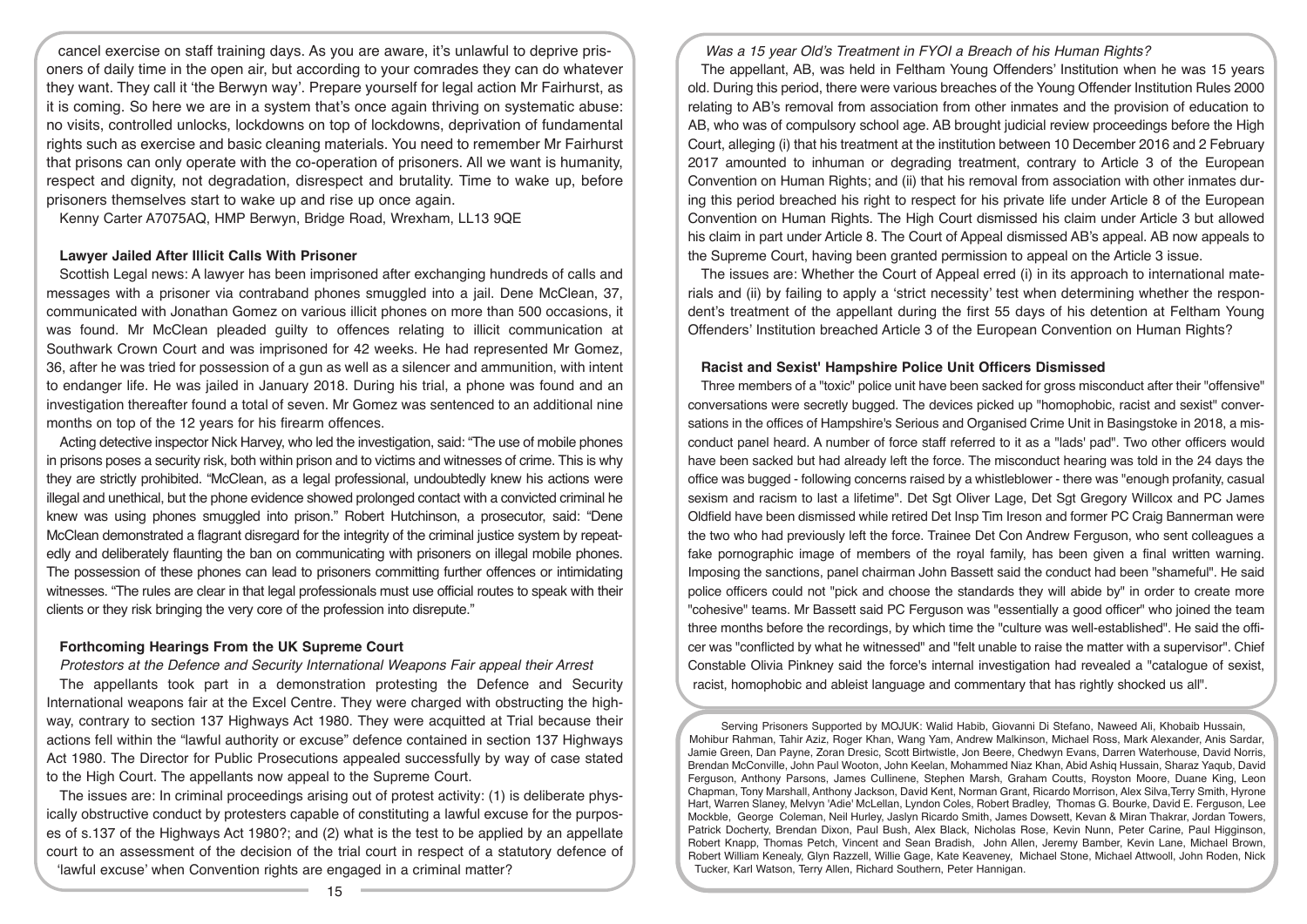cancel exercise on staff training days. As you are aware, it's unlawful to deprive prisoners of daily time in the open air, but according to your comrades they can do whatever they want. They call it 'the Berwyn way'. Prepare yourself for legal action Mr Fairhurst, as it is coming. So here we are in a system that's once again thriving on systematic abuse: no visits, controlled unlocks, lockdowns on top of lockdowns, deprivation of fundamental rights such as exercise and basic cleaning materials. You need to remember Mr Fairhurst that prisons can only operate with the co-operation of prisoners. All we want is humanity, respect and dignity, not degradation, disrespect and brutality. Time to wake up, before prisoners themselves start to wake up and rise up once again.

Kenny Carter A7075AQ, HMP Berwyn, Bridge Road, Wrexham, LL13 9QE

**Lawyer Jailed After Illicit Calls With Prisoner**

Scottish Legal news: A lawyer has been imprisoned after exchanging hundreds of calls and messages with a prisoner via contraband phones smuggled into a jail. Dene McClean, 37, communicated with Jonathan Gomez on various illicit phones on more than 500 occasions, it was found. Mr McClean pleaded guilty to offences relating to illicit communication at Southwark Crown Court and was imprisoned for 42 weeks. He had represented Mr Gomez, 36, after he was tried for possession of a gun as well as a silencer and ammunition, with intent to endanger life. He was jailed in January 2018. During his trial, a phone was found and an investigation thereafter found a total of seven. Mr Gomez was sentenced to an additional nine months on top of the 12 years for his firearm offences.

Acting detective inspector Nick Harvey, who led the investigation, said: "The use of mobile phones in prisons poses a security risk, both within prison and to victims and witnesses of crime. This is why they are strictly prohibited. "McClean, as a legal professional, undoubtedly knew his actions were illegal and unethical, but the phone evidence showed prolonged contact with a convicted criminal he knew was using phones smuggled into prison." Robert Hutchinson, a prosecutor, said: "Dene McClean demonstrated a flagrant disregard for the integrity of the criminal justice system by repeatedly and deliberately flaunting the ban on communicating with prisoners on illegal mobile phones. The possession of these phones can lead to prisoners committing further offences or intimidating witnesses. "The rules are clear in that legal professionals must use official routes to speak with their clients or they risk bringing the very core of the profession into disrepute."

**Forthcoming Hearings From the UK Supreme Court**

*Protestors at the Defence and Security International Weapons Fair appeal their Arrest*

The appellants took part in a demonstration protesting the Defence and Security International weapons fair at the Excel Centre. They were charged with obstructing the highway, contrary to section 137 Highways Act 1980. They were acquitted at Trial because their actions fell within the "lawful authority or excuse" defence contained in section 137 Highways Act 1980. The Director for Public Prosecutions appealed successfully by way of case stated to the High Court. The appellants now appeal to the Supreme Court.

The issues are: In criminal proceedings arising out of protest activity: (1) is deliberate physically obstructive conduct by protesters capable of constituting a lawful excuse for the purposes of s.137 of the Highways Act 1980?; and (2) what is the test to be applied by an appellate court to an assessment of the decision of the trial court in respect of a statutory defence of 'lawful excuse' when Convention rights are engaged in a criminal matter?

*Was a 15 year Old's Treatment in FYOI a Breach of his Human Rights?*

The appellant, AB, was held in Feltham Young Offenders' Institution when he was 15 years old. During this period, there were various breaches of the Young Offender Institution Rules 2000 relating to AB's removal from association from other inmates and the provision of education to AB, who was of compulsory school age. AB brought judicial review proceedings before the High Court, alleging (i) that his treatment at the institution between 10 December 2016 and 2 February 2017 amounted to inhuman or degrading treatment, contrary to Article 3 of the European Convention on Human Rights; and (ii) that his removal from association with other inmates during this period breached his right to respect for his private life under Article 8 of the European Convention on Human Rights. The High Court dismissed his claim under Article 3 but allowed his claim in part under Article 8. The Court of Appeal dismissed AB's appeal. AB now appeals to the Supreme Court, having been granted permission to appeal on the Article 3 issue.

The issues are: Whether the Court of Appeal erred (i) in its approach to international materials and (ii) by failing to apply a 'strict necessity' test when determining whether the respondent's treatment of the appellant during the first 55 days of his detention at Feltham Young Offenders' Institution breached Article 3 of the European Convention on Human Rights?

**Racist and Sexist' Hampshire Police Unit Officers Dismissed**

Three members of a "toxic" police unit have been sacked for gross misconduct after their "offensive" conversations were secretly bugged. The devices picked up "homophobic, racist and sexist" conversations in the offices of Hampshire's Serious and Organised Crime Unit in Basingstoke in 2018, a misconduct panel heard. A number of force staff referred to it as a "lads' pad". Two other officers would have been sacked but had already left the force. The misconduct hearing was told in the 24 days the office was bugged - following concerns raised by a whistleblower - there was "enough profanity, casual sexism and racism to last a lifetime". Det Sgt Oliver Lage, Det Sgt Gregory Willcox and PC James Oldfield have been dismissed while retired Det Insp Tim Ireson and former PC Craig Bannerman were the two who had previously left the force. Trainee Det Con Andrew Ferguson, who sent colleagues a fake pornographic image of members of the royal family, has been given a final written warning. Imposing the sanctions, panel chairman John Bassett said the conduct had been "shameful". He said police officers could not "pick and choose the standards they will abide by" in order to create more "cohesive" teams. Mr Bassett said PC Ferguson was "essentially a good officer" who joined the team three months before the recordings, by which time the "culture was well-established". He said the officer was "conflicted by what he witnessed" and "felt unable to raise the matter with a supervisor". Chief Constable Olivia Pinkney said the force's internal investigation had revealed a "catalogue of sexist, racist, homophobic and ableist language and commentary that has rightly shocked us all".

Serving Prisoners Supported by MOJUK: Walid Habib, Giovanni Di Stefano, Naweed Ali, Khobaib Hussain, Mohibur Rahman, Tahir Aziz, Roger Khan, Wang Yam, Andrew Malkinson, Michael Ross, Mark Alexander, Anis Sardar, Jamie Green, Dan Payne, Zoran Dresic, Scott Birtwistle, Jon Beere, Chedwyn Evans, Darren Waterhouse, David Norris, Brendan McConville, John Paul Wooton, John Keelan, Mohammed Niaz Khan, Abid Ashiq Hussain, Sharaz Yaqub, David Ferguson, Anthony Parsons, James Cullinene, Stephen Marsh, Graham Coutts, Royston Moore, Duane King, Leon Chapman, Tony Marshall, Anthony Jackson, David Kent, Norman Grant, Ricardo Morrison, Alex Silva,Terry Smith, Hyrone Hart, Warren Slaney, Melvyn 'Adie' McLellan, Lyndon Coles, Robert Bradley, Thomas G. Bourke, David E. Ferguson, Lee Mockble, George Coleman, Neil Hurley, Jaslyn Ricardo Smith, James Dowsett, Kevan & Miran Thakrar, Jordan Towers, Patrick Docherty, Brendan Dixon, Paul Bush, Alex Black, Nicholas Rose, Kevin Nunn, Peter Carine, Paul Higginson, Robert Knapp, Thomas Petch, Vincent and Sean Bradish, John Allen, Jeremy Bamber, Kevin Lane, Michael Brown, Robert William Kenealy, Glyn Razzell, Willie Gage, Kate Keaveney, Michael Stone, Michael Attwooll, John Roden, Nick Tucker, Karl Watson, Terry Allen, Richard Southern, Peter Hannigan.